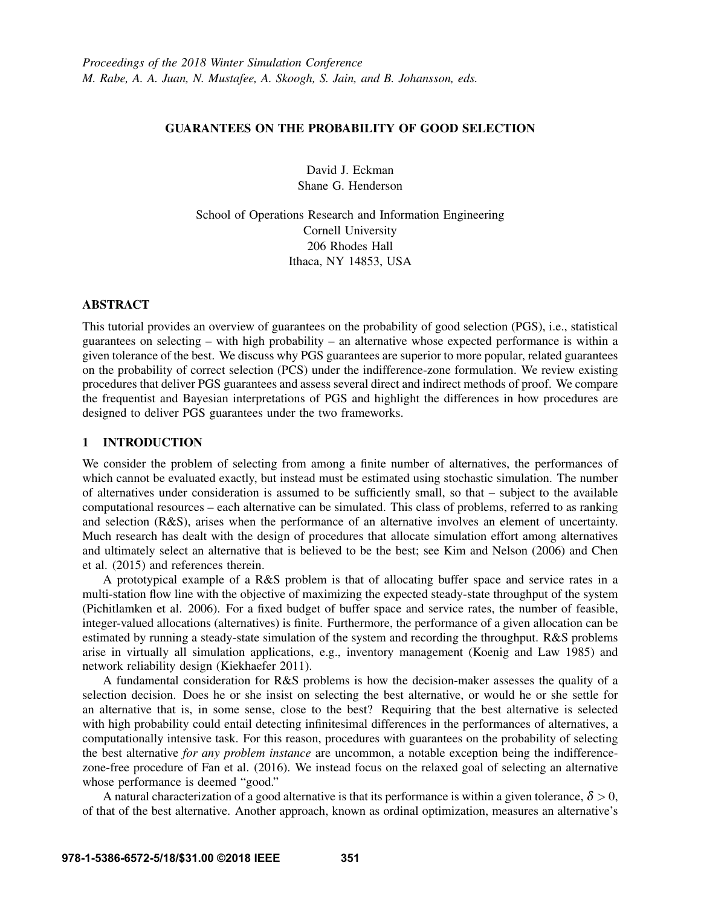*Proceedings of the 2018 Winter Simulation Conference*
*M. Rabe, A. A. Juan, N. Mustafee, A. Skoogh, S. Jain, and B. Johansson, eds.*

# GUARANTEES ON THE PROBABILITY OF GOOD SELECTION

David J. Eckman
Shane G. Henderson

School of Operations Research and Information Engineering
Cornell University
206 Rhodes Hall
Ithaca, NY 14853, USA

## ABSTRACT

This tutorial provides an overview of guarantees on the probability of good selection (PGS), i.e., statistical guarantees on selecting – with high probability – an alternative whose expected performance is within a given tolerance of the best. We discuss why PGS guarantees are superior to more popular, related guarantees on the probability of correct selection (PCS) under the indifference-zone formulation. We review existing procedures that deliver PGS guarantees and assess several direct and indirect methods of proof. We compare the frequentist and Bayesian interpretations of PGS and highlight the differences in how procedures are designed to deliver PGS guarantees under the two frameworks.

## 1 INTRODUCTION

We consider the problem of selecting from among a finite number of alternatives, the performances of which cannot be evaluated exactly, but instead must be estimated using stochastic simulation. The number of alternatives under consideration is assumed to be sufficiently small, so that – subject to the available computational resources – each alternative can be simulated. This class of problems, referred to as ranking and selection (R&S), arises when the performance of an alternative involves an element of uncertainty. Much research has dealt with the design of procedures that allocate simulation effort among alternatives and ultimately select an alternative that is believed to be the best; see Kim and Nelson (2006) and Chen et al. (2015) and references therein.

A prototypical example of a R&S problem is that of allocating buffer space and service rates in a multi-station flow line with the objective of maximizing the expected steady-state throughput of the system (Pichitlamken et al. 2006). For a fixed budget of buffer space and service rates, the number of feasible, integer-valued allocations (alternatives) is finite. Furthermore, the performance of a given allocation can be estimated by running a steady-state simulation of the system and recording the throughput. R&S problems arise in virtually all simulation applications, e.g., inventory management (Koenig and Law 1985) and network reliability design (Kiekhaefer 2011).

A fundamental consideration for R&S problems is how the decision-maker assesses the quality of a selection decision. Does he or she insist on selecting the best alternative, or would he or she settle for an alternative that is, in some sense, close to the best? Requiring that the best alternative is selected with high probability could entail detecting infinitesimal differences in the performances of alternatives, a computationally intensive task. For this reason, procedures with guarantees on the probability of selecting the best alternative *for any problem instance* are uncommon, a notable exception being the indifference-zone-free procedure of Fan et al. (2016). We instead focus on the relaxed goal of selecting an alternative whose performance is deemed "good."

A natural characterization of a good alternative is that its performance is within a given tolerance, $\delta > 0$, of that of the best alternative. Another approach, known as ordinal optimization, measures an alternative's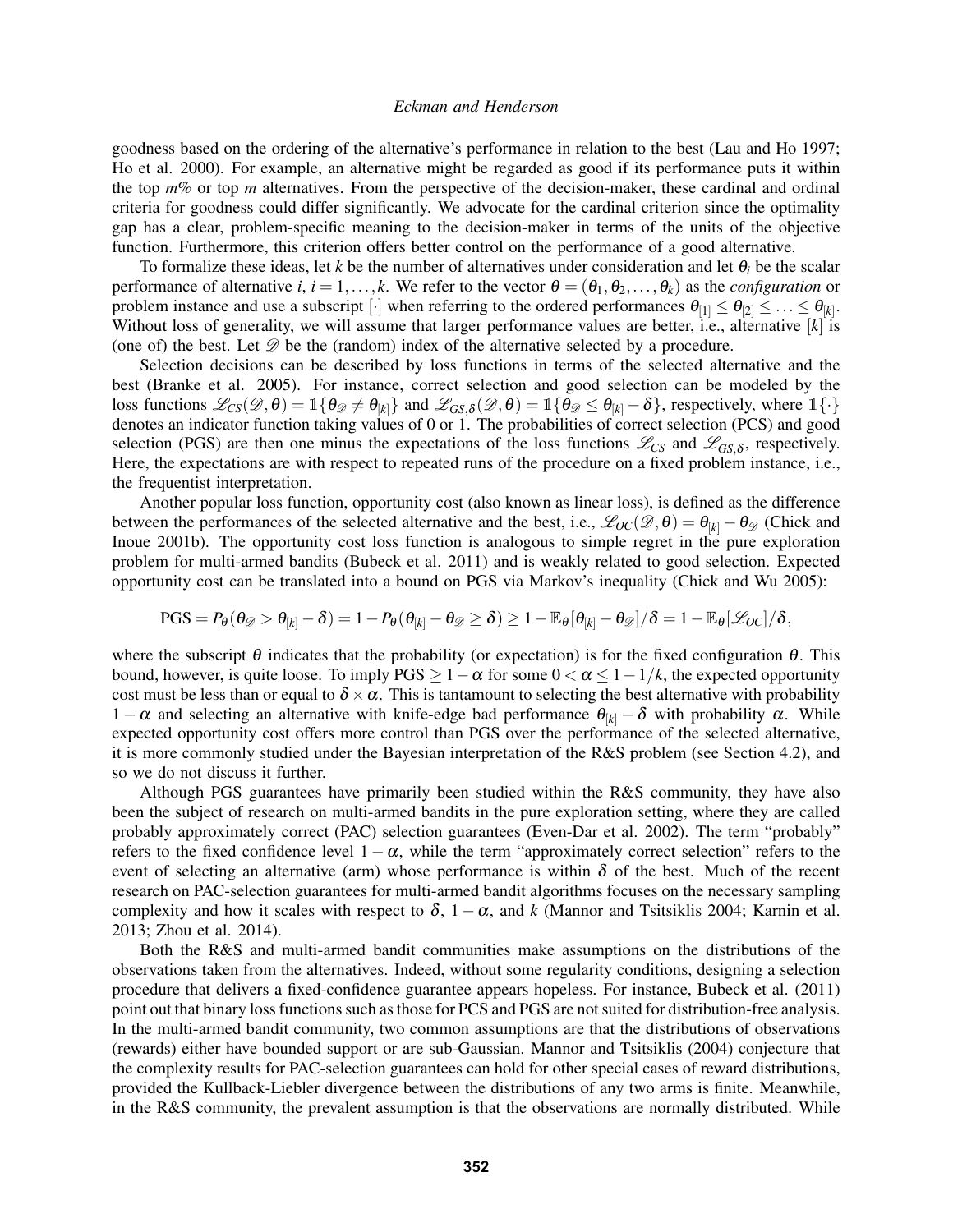goodness based on the ordering of the alternative's performance in relation to the best (Lau and Ho 1997; Ho et al. 2000). For example, an alternative might be regarded as good if its performance puts it within the top $m\%$ or top $m$ alternatives. From the perspective of the decision-maker, these cardinal and ordinal criteria for goodness could differ significantly. We advocate for the cardinal criterion since the optimality gap has a clear, problem-specific meaning to the decision-maker in terms of the units of the objective function. Furthermore, this criterion offers better control on the performance of a good alternative.

To formalize these ideas, let $k$ be the number of alternatives under consideration and let $\theta_i$ be the scalar performance of alternative $i$, $i = 1, \ldots, k$. We refer to the vector $\theta = (\theta_1, \theta_2, \ldots, \theta_k)$ as the *configuration* or problem instance and use a subscript $[\cdot]$ when referring to the ordered performances $\theta_{[1]} \leq \theta_{[2]} \leq \ldots \leq \theta_{[k]}$. Without loss of generality, we will assume that larger performance values are better, i.e., alternative $[k]$ is (one of) the best. Let $\mathscr{D}$ be the (random) index of the alternative selected by a procedure.

Selection decisions can be described by loss functions in terms of the selected alternative and the best (Branke et al. 2005). For instance, correct selection and good selection can be modeled by the loss functions $\mathscr{L}_{CS}(\mathscr{D}, \theta) = \mathbb{1}\{\theta_{\mathscr{D}} \neq \theta_{[k]}\}$ and $\mathscr{L}_{GS,\delta}(\mathscr{D}, \theta) = \mathbb{1}\{\theta_{\mathscr{D}} \leq \theta_{[k]} - \delta\}$, respectively, where $\mathbb{1}\{\cdot\}$ denotes an indicator function taking values of 0 or 1. The probabilities of correct selection (PCS) and good selection (PGS) are then one minus the expectations of the loss functions $\mathscr{L}_{CS}$ and $\mathscr{L}_{GS,\delta}$, respectively. Here, the expectations are with respect to repeated runs of the procedure on a fixed problem instance, i.e., the frequentist interpretation.

Another popular loss function, opportunity cost (also known as linear loss), is defined as the difference between the performances of the selected alternative and the best, i.e., $\mathscr{L}_{OC}(\mathscr{D}, \theta) = \theta_{[k]} - \theta_{\mathscr{D}}$ (Chick and Inoue 2001b). The opportunity cost loss function is analogous to simple regret in the pure exploration problem for multi-armed bandits (Bubeck et al. 2011) and is weakly related to good selection. Expected opportunity cost can be translated into a bound on PGS via Markov's inequality (Chick and Wu 2005):

$$\text{PGS} = P_\theta(\theta_{\mathscr{D}} > \theta_{[k]} - \delta) = 1 - P_\theta(\theta_{[k]} - \theta_{\mathscr{D}} \geq \delta) \geq 1 - \mathbb{E}_\theta[\theta_{[k]} - \theta_{\mathscr{D}}]/\delta = 1 - \mathbb{E}_\theta[\mathscr{L}_{OC}]/\delta,$$

where the subscript $\theta$ indicates that the probability (or expectation) is for the fixed configuration $\theta$. This bound, however, is quite loose. To imply $\text{PGS} \geq 1 - \alpha$ for some $0 < \alpha \leq 1 - 1/k$, the expected opportunity cost must be less than or equal to $\delta \times \alpha$. This is tantamount to selecting the best alternative with probability $1 - \alpha$ and selecting an alternative with knife-edge bad performance $\theta_{[k]} - \delta$ with probability $\alpha$. While expected opportunity cost offers more control than PGS over the performance of the selected alternative, it is more commonly studied under the Bayesian interpretation of the R&S problem (see Section 4.2), and so we do not discuss it further.

Although PGS guarantees have primarily been studied within the R&S community, they have also been the subject of research on multi-armed bandits in the pure exploration setting, where they are called probably approximately correct (PAC) selection guarantees (Even-Dar et al. 2002). The term "probably" refers to the fixed confidence level $1 - \alpha$, while the term "approximately correct selection" refers to the event of selecting an alternative (arm) whose performance is within $\delta$ of the best. Much of the recent research on PAC-selection guarantees for multi-armed bandit algorithms focuses on the necessary sampling complexity and how it scales with respect to $\delta$, $1 - \alpha$, and $k$ (Mannor and Tsitsiklis 2004; Karnin et al. 2013; Zhou et al. 2014).

Both the R&S and multi-armed bandit communities make assumptions on the distributions of the observations taken from the alternatives. Indeed, without some regularity conditions, designing a selection procedure that delivers a fixed-confidence guarantee appears hopeless. For instance, Bubeck et al. (2011) point out that binary loss functions such as those for PCS and PGS are not suited for distribution-free analysis. In the multi-armed bandit community, two common assumptions are that the distributions of observations (rewards) either have bounded support or are sub-Gaussian. Mannor and Tsitsiklis (2004) conjecture that the complexity results for PAC-selection guarantees can hold for other special cases of reward distributions, provided the Kullback-Liebler divergence between the distributions of any two arms is finite. Meanwhile, in the R&S community, the prevalent assumption is that the observations are normally distributed. While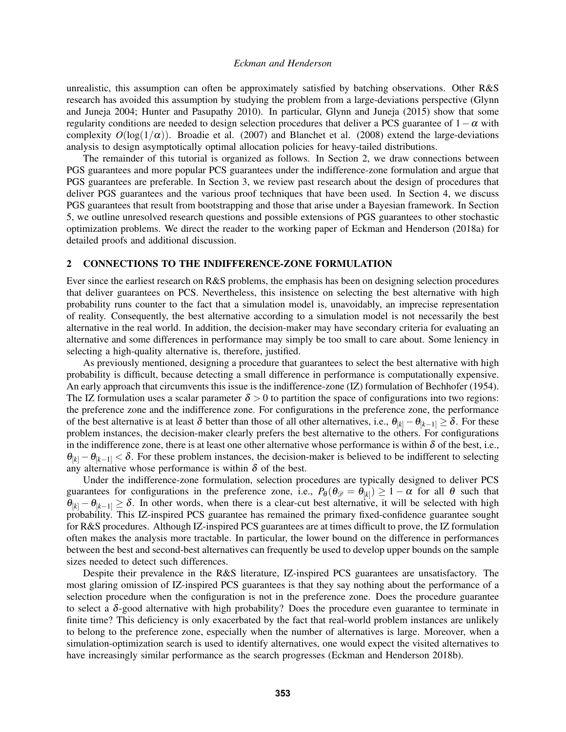unrealistic, this assumption can often be approximately satisfied by batching observations. Other R&S research has avoided this assumption by studying the problem from a large-deviations perspective (Glynn and Juneja 2004; Hunter and Pasupathy 2010). In particular, Glynn and Juneja (2015) show that some regularity conditions are needed to design selection procedures that deliver a PCS guarantee of $1-\alpha$ with complexity $O(\log(1/\alpha))$. Broadie et al. (2007) and Blanchet et al. (2008) extend the large-deviations analysis to design asymptotically optimal allocation policies for heavy-tailed distributions.

The remainder of this tutorial is organized as follows. In Section 2, we draw connections between PGS guarantees and more popular PCS guarantees under the indifference-zone formulation and argue that PGS guarantees are preferable. In Section 3, we review past research about the design of procedures that deliver PGS guarantees and the various proof techniques that have been used. In Section 4, we discuss PGS guarantees that result from bootstrapping and those that arise under a Bayesian framework. In Section 5, we outline unresolved research questions and possible extensions of PGS guarantees to other stochastic optimization problems. We direct the reader to the working paper of Eckman and Henderson (2018a) for detailed proofs and additional discussion.

## 2 CONNECTIONS TO THE INDIFFERENCE-ZONE FORMULATION

Ever since the earliest research on R&S problems, the emphasis has been on designing selection procedures that deliver guarantees on PCS. Nevertheless, this insistence on selecting the best alternative with high probability runs counter to the fact that a simulation model is, unavoidably, an imprecise representation of reality. Consequently, the best alternative according to a simulation model is not necessarily the best alternative in the real world. In addition, the decision-maker may have secondary criteria for evaluating an alternative and some differences in performance may simply be too small to care about. Some leniency in selecting a high-quality alternative is, therefore, justified.

As previously mentioned, designing a procedure that guarantees to select the best alternative with high probability is difficult, because detecting a small difference in performance is computationally expensive. An early approach that circumvents this issue is the indifference-zone (IZ) formulation of Bechhofer (1954). The IZ formulation uses a scalar parameter $\delta > 0$ to partition the space of configurations into two regions: the preference zone and the indifference zone. For configurations in the preference zone, the performance of the best alternative is at least $\delta$ better than those of all other alternatives, i.e., $\theta_{[k]} - \theta_{[k-1]} \geq \delta$. For these problem instances, the decision-maker clearly prefers the best alternative to the others. For configurations in the indifference zone, there is at least one other alternative whose performance is within $\delta$ of the best, i.e., $\theta_{[k]} - \theta_{[k-1]} < \delta$. For these problem instances, the decision-maker is believed to be indifferent to selecting any alternative whose performance is within $\delta$ of the best.

Under the indifference-zone formulation, selection procedures are typically designed to deliver PCS guarantees for configurations in the preference zone, i.e., $P_\theta(\theta_{\mathscr{D}} = \theta_{[k]}) \geq 1-\alpha$ for all $\theta$ such that $\theta_{[k]} - \theta_{[k-1]} \geq \delta$. In other words, when there is a clear-cut best alternative, it will be selected with high probability. This IZ-inspired PCS guarantee has remained the primary fixed-confidence guarantee sought for R&S procedures. Although IZ-inspired PCS guarantees are at times difficult to prove, the IZ formulation often makes the analysis more tractable. In particular, the lower bound on the difference in performances between the best and second-best alternatives can frequently be used to develop upper bounds on the sample sizes needed to detect such differences.

Despite their prevalence in the R&S literature, IZ-inspired PCS guarantees are unsatisfactory. The most glaring omission of IZ-inspired PCS guarantees is that they say nothing about the performance of a selection procedure when the configuration is not in the preference zone. Does the procedure guarantee to select a $\delta$-good alternative with high probability? Does the procedure even guarantee to terminate in finite time? This deficiency is only exacerbated by the fact that real-world problem instances are unlikely to belong to the preference zone, especially when the number of alternatives is large. Moreover, when a simulation-optimization search is used to identify alternatives, one would expect the visited alternatives to have increasingly similar performance as the search progresses (Eckman and Henderson 2018b).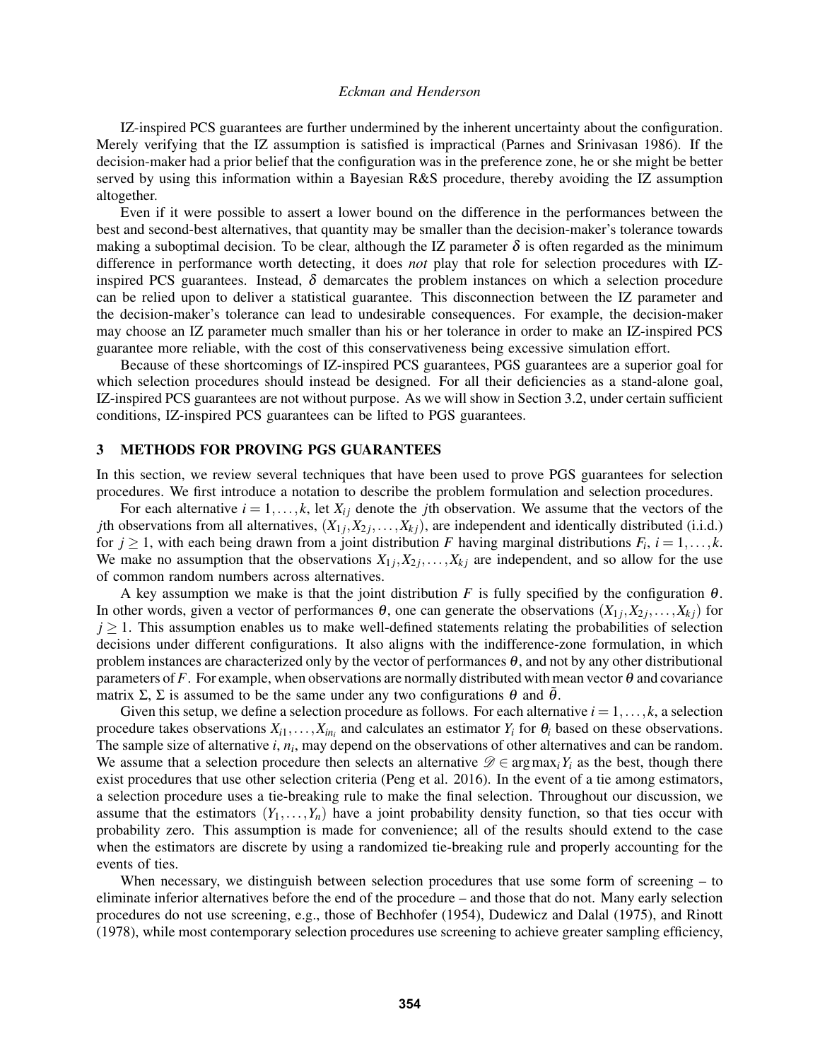IZ-inspired PCS guarantees are further undermined by the inherent uncertainty about the configuration. Merely verifying that the IZ assumption is satisfied is impractical (Parnes and Srinivasan 1986). If the decision-maker had a prior belief that the configuration was in the preference zone, he or she might be better served by using this information within a Bayesian R&S procedure, thereby avoiding the IZ assumption altogether.

Even if it were possible to assert a lower bound on the difference in the performances between the best and second-best alternatives, that quantity may be smaller than the decision-maker's tolerance towards making a suboptimal decision. To be clear, although the IZ parameter $\delta$ is often regarded as the minimum difference in performance worth detecting, it does *not* play that role for selection procedures with IZ-inspired PCS guarantees. Instead, $\delta$ demarcates the problem instances on which a selection procedure can be relied upon to deliver a statistical guarantee. This disconnection between the IZ parameter and the decision-maker's tolerance can lead to undesirable consequences. For example, the decision-maker may choose an IZ parameter much smaller than his or her tolerance in order to make an IZ-inspired PCS guarantee more reliable, with the cost of this conservativeness being excessive simulation effort.

Because of these shortcomings of IZ-inspired PCS guarantees, PGS guarantees are a superior goal for which selection procedures should instead be designed. For all their deficiencies as a stand-alone goal, IZ-inspired PCS guarantees are not without purpose. As we will show in Section 3.2, under certain sufficient conditions, IZ-inspired PCS guarantees can be lifted to PGS guarantees.

## 3 METHODS FOR PROVING PGS GUARANTEES

In this section, we review several techniques that have been used to prove PGS guarantees for selection procedures. We first introduce a notation to describe the problem formulation and selection procedures.

For each alternative $i = 1, \ldots, k$, let $X_{ij}$ denote the $j$th observation. We assume that the vectors of the $j$th observations from all alternatives, $(X_{1j}, X_{2j}, \ldots, X_{kj})$, are independent and identically distributed (i.i.d.) for $j \geq 1$, with each being drawn from a joint distribution $F$ having marginal distributions $F_i$, $i = 1, \ldots, k$. We make no assumption that the observations $X_{1j}, X_{2j}, \ldots, X_{kj}$ are independent, and so allow for the use of common random numbers across alternatives.

A key assumption we make is that the joint distribution $F$ is fully specified by the configuration $\theta$. In other words, given a vector of performances $\theta$, one can generate the observations $(X_{1j}, X_{2j}, \ldots, X_{kj})$ for $j \geq 1$. This assumption enables us to make well-defined statements relating the probabilities of selection decisions under different configurations. It also aligns with the indifference-zone formulation, in which problem instances are characterized only by the vector of performances $\theta$, and not by any other distributional parameters of $F$. For example, when observations are normally distributed with mean vector $\theta$ and covariance matrix $\Sigma$, $\Sigma$ is assumed to be the same under any two configurations $\theta$ and $\tilde{\theta}$.

Given this setup, we define a selection procedure as follows. For each alternative $i = 1, \ldots, k$, a selection procedure takes observations $X_{i1}, \ldots, X_{in_i}$ and calculates an estimator $Y_i$ for $\theta_i$ based on these observations. The sample size of alternative $i$, $n_i$, may depend on the observations of other alternatives and can be random. We assume that a selection procedure then selects an alternative $\mathscr{D} \in \arg\max_i Y_i$ as the best, though there exist procedures that use other selection criteria (Peng et al. 2016). In the event of a tie among estimators, a selection procedure uses a tie-breaking rule to make the final selection. Throughout our discussion, we assume that the estimators $(Y_1, \ldots, Y_n)$ have a joint probability density function, so that ties occur with probability zero. This assumption is made for convenience; all of the results should extend to the case when the estimators are discrete by using a randomized tie-breaking rule and properly accounting for the events of ties.

When necessary, we distinguish between selection procedures that use some form of screening – to eliminate inferior alternatives before the end of the procedure – and those that do not. Many early selection procedures do not use screening, e.g., those of Bechhofer (1954), Dudewicz and Dalal (1975), and Rinott (1978), while most contemporary selection procedures use screening to achieve greater sampling efficiency,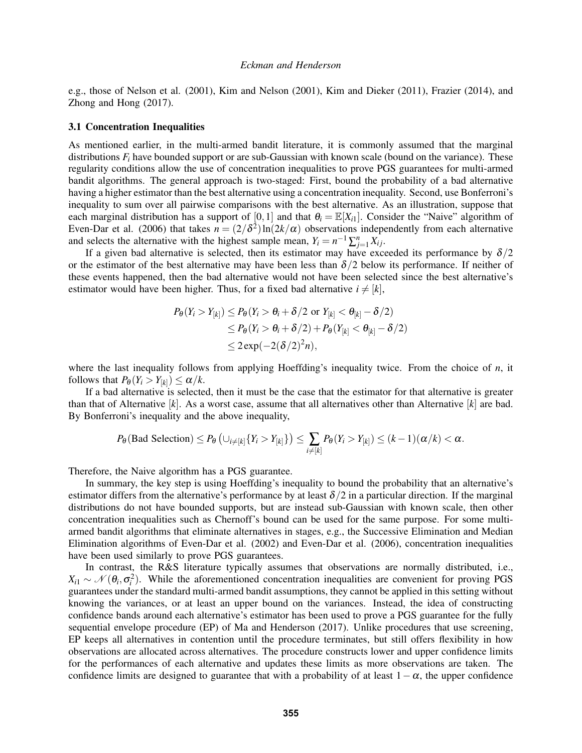e.g., those of Nelson et al. (2001), Kim and Nelson (2001), Kim and Dieker (2011), Frazier (2014), and Zhong and Hong (2017).

### 3.1 Concentration Inequalities

As mentioned earlier, in the multi-armed bandit literature, it is commonly assumed that the marginal distributions $F_i$ have bounded support or are sub-Gaussian with known scale (bound on the variance). These regularity conditions allow the use of concentration inequalities to prove PGS guarantees for multi-armed bandit algorithms. The general approach is two-staged: First, bound the probability of a bad alternative having a higher estimator than the best alternative using a concentration inequality. Second, use Bonferroni's inequality to sum over all pairwise comparisons with the best alternative. As an illustration, suppose that each marginal distribution has a support of $[0,1]$ and that $\theta_i = \mathbb{E}[X_{i1}]$. Consider the "Naive" algorithm of Even-Dar et al. (2006) that takes $n = (2/\delta^2)\ln(2k/\alpha)$ observations independently from each alternative and selects the alternative with the highest sample mean, $Y_i = n^{-1}\sum_{j=1}^{n} X_{ij}$.

If a given bad alternative is selected, then its estimator may have exceeded its performance by $\delta/2$ or the estimator of the best alternative may have been less than $\delta/2$ below its performance. If neither of these events happened, then the bad alternative would not have been selected since the best alternative's estimator would have been higher. Thus, for a fixed bad alternative $i \neq [k]$,

$$
\begin{aligned}
P_\theta(Y_i > Y_{[k]}) &\leq P_\theta(Y_i > \theta_i + \delta/2 \text{ or } Y_{[k]} < \theta_{[k]} - \delta/2) \\
&\leq P_\theta(Y_i > \theta_i + \delta/2) + P_\theta(Y_{[k]} < \theta_{[k]} - \delta/2) \\
&\leq 2\exp(-2(\delta/2)^2 n),
\end{aligned}
$$

where the last inequality follows from applying Hoeffding's inequality twice. From the choice of $n$, it follows that $P_\theta(Y_i > Y_{[k]}) \leq \alpha/k$.

If a bad alternative is selected, then it must be the case that the estimator for that alternative is greater than that of Alternative $[k]$. As a worst case, assume that all alternatives other than Alternative $[k]$ are bad. By Bonferroni's inequality and the above inequality,

$$
P_\theta(\text{Bad Selection}) \leq P_\theta\left(\cup_{i \neq [k]}\{Y_i > Y_{[k]}\}\right) \leq \sum_{i \neq [k]} P_\theta(Y_i > Y_{[k]}) \leq (k-1)(\alpha/k) < \alpha.
$$

Therefore, the Naive algorithm has a PGS guarantee.

In summary, the key step is using Hoeffding's inequality to bound the probability that an alternative's estimator differs from the alternative's performance by at least $\delta/2$ in a particular direction. If the marginal distributions do not have bounded supports, but are instead sub-Gaussian with known scale, then other concentration inequalities such as Chernoff's bound can be used for the same purpose. For some multi-armed bandit algorithms that eliminate alternatives in stages, e.g., the Successive Elimination and Median Elimination algorithms of Even-Dar et al. (2002) and Even-Dar et al. (2006), concentration inequalities have been used similarly to prove PGS guarantees.

In contrast, the R&S literature typically assumes that observations are normally distributed, i.e., $X_{i1} \sim \mathcal{N}(\theta_i, \sigma_i^2)$. While the aforementioned concentration inequalities are convenient for proving PGS guarantees under the standard multi-armed bandit assumptions, they cannot be applied in this setting without knowing the variances, or at least an upper bound on the variances. Instead, the idea of constructing confidence bands around each alternative's estimator has been used to prove a PGS guarantee for the fully sequential envelope procedure (EP) of Ma and Henderson (2017). Unlike procedures that use screening, EP keeps all alternatives in contention until the procedure terminates, but still offers flexibility in how observations are allocated across alternatives. The procedure constructs lower and upper confidence limits for the performances of each alternative and updates these limits as more observations are taken. The confidence limits are designed to guarantee that with a probability of at least $1-\alpha$, the upper confidence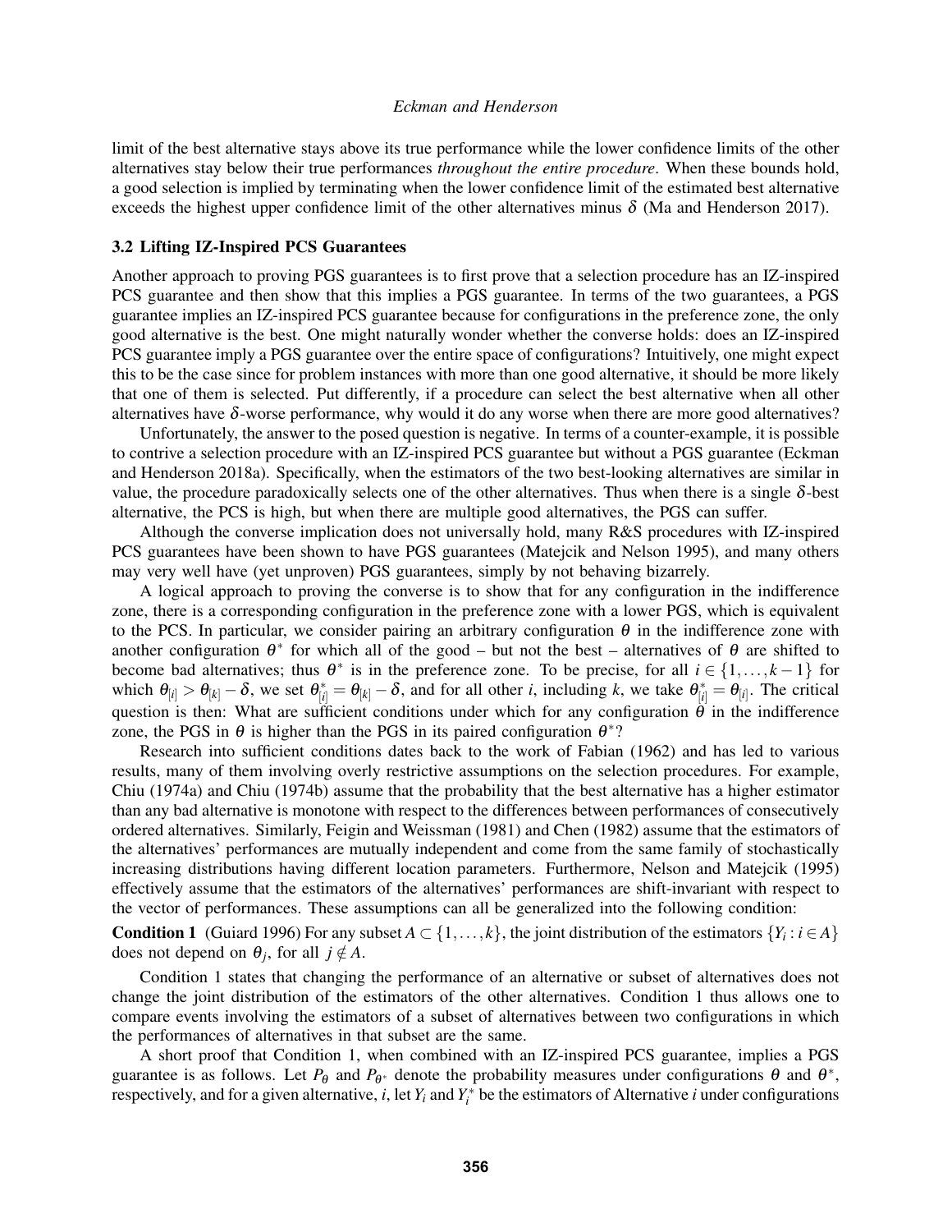limit of the best alternative stays above its true performance while the lower confidence limits of the other alternatives stay below their true performances *throughout the entire procedure*. When these bounds hold, a good selection is implied by terminating when the lower confidence limit of the estimated best alternative exceeds the highest upper confidence limit of the other alternatives minus $\delta$ (Ma and Henderson 2017).

### 3.2 Lifting IZ-Inspired PCS Guarantees

Another approach to proving PGS guarantees is to first prove that a selection procedure has an IZ-inspired PCS guarantee and then show that this implies a PGS guarantee. In terms of the two guarantees, a PGS guarantee implies an IZ-inspired PCS guarantee because for configurations in the preference zone, the only good alternative is the best. One might naturally wonder whether the converse holds: does an IZ-inspired PCS guarantee imply a PGS guarantee over the entire space of configurations? Intuitively, one might expect this to be the case since for problem instances with more than one good alternative, it should be more likely that one of them is selected. Put differently, if a procedure can select the best alternative when all other alternatives have $\delta$-worse performance, why would it do any worse when there are more good alternatives?

Unfortunately, the answer to the posed question is negative. In terms of a counter-example, it is possible to contrive a selection procedure with an IZ-inspired PCS guarantee but without a PGS guarantee (Eckman and Henderson 2018a). Specifically, when the estimators of the two best-looking alternatives are similar in value, the procedure paradoxically selects one of the other alternatives. Thus when there is a single $\delta$-best alternative, the PCS is high, but when there are multiple good alternatives, the PGS can suffer.

Although the converse implication does not universally hold, many R&S procedures with IZ-inspired PCS guarantees have been shown to have PGS guarantees (Matejcik and Nelson 1995), and many others may very well have (yet unproven) PGS guarantees, simply by not behaving bizarrely.

A logical approach to proving the converse is to show that for any configuration in the indifference zone, there is a corresponding configuration in the preference zone with a lower PGS, which is equivalent to the PCS. In particular, we consider pairing an arbitrary configuration $\theta$ in the indifference zone with another configuration $\theta^*$ for which all of the good – but not the best – alternatives of $\theta$ are shifted to become bad alternatives; thus $\theta^*$ is in the preference zone. To be precise, for all $i \in \{1,\ldots,k-1\}$ for which $\theta_{[i]} > \theta_{[k]} - \delta$, we set $\theta^*_{[i]} = \theta_{[k]} - \delta$, and for all other $i$, including $k$, we take $\theta^*_{[i]} = \theta_{[i]}$. The critical question is then: What are sufficient conditions under which for any configuration $\theta$ in the indifference zone, the PGS in $\theta$ is higher than the PGS in its paired configuration $\theta^*$?

Research into sufficient conditions dates back to the work of Fabian (1962) and has led to various results, many of them involving overly restrictive assumptions on the selection procedures. For example, Chiu (1974a) and Chiu (1974b) assume that the probability that the best alternative has a higher estimator than any bad alternative is monotone with respect to the differences between performances of consecutively ordered alternatives. Similarly, Feigin and Weissman (1981) and Chen (1982) assume that the estimators of the alternatives' performances are mutually independent and come from the same family of stochastically increasing distributions having different location parameters. Furthermore, Nelson and Matejcik (1995) effectively assume that the estimators of the alternatives' performances are shift-invariant with respect to the vector of performances. These assumptions can all be generalized into the following condition:

**Condition 1** (Guiard 1996) For any subset $A \subset \{1,\ldots,k\}$, the joint distribution of the estimators $\{Y_i : i \in A\}$ does not depend on $\theta_j$, for all $j \notin A$.

Condition 1 states that changing the performance of an alternative or subset of alternatives does not change the joint distribution of the estimators of a subset of the other alternatives. Condition 1 thus allows one to compare events involving the estimators of a subset of alternatives between two configurations in which the performances of alternatives in that subset are the same.

A short proof that Condition 1, when combined with an IZ-inspired PCS guarantee, implies a PGS guarantee is as follows. Let $P_\theta$ and $P_{\theta^*}$ denote the probability measures under configurations $\theta$ and $\theta^*$, respectively, and for a given alternative, $i$, let $Y_i$ and $Y_i^*$ be the estimators of Alternative $i$ under configurations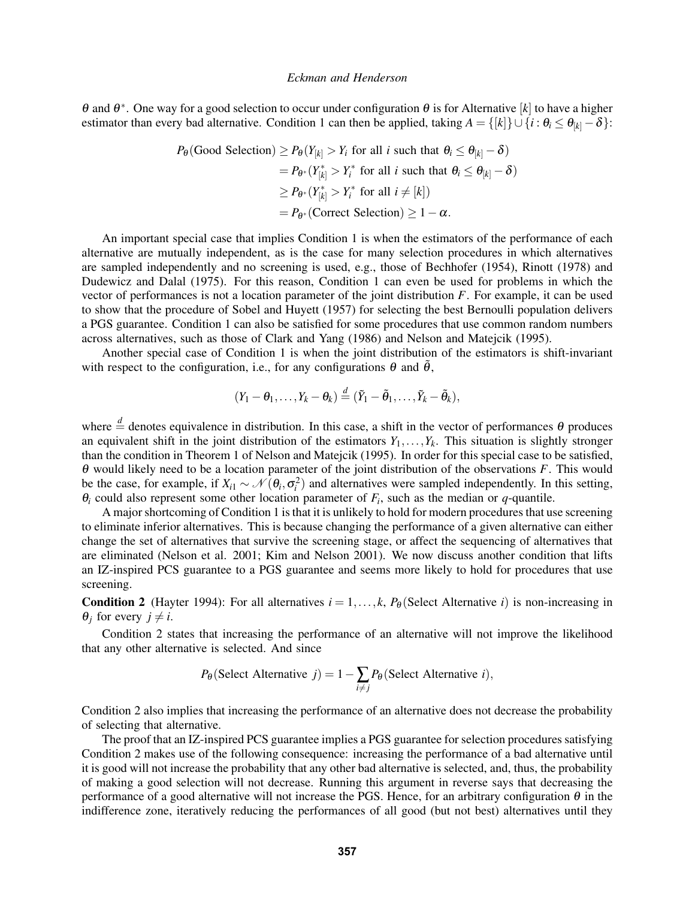$\theta$ and $\theta^*$. One way for a good selection to occur under configuration $\theta$ is for Alternative $[k]$ to have a higher estimator than every bad alternative. Condition 1 can then be applied, taking $A = \{[k]\} \cup \{i : \theta_i \leq \theta_{[k]} - \delta\}$:

$$
\begin{aligned}
P_\theta(\text{Good Selection}) &\geq P_\theta(Y_{[k]} > Y_i \text{ for all } i \text{ such that } \theta_i \leq \theta_{[k]} - \delta) \\
&= P_{\theta^*}(Y^*_{[k]} > Y^*_i \text{ for all } i \text{ such that } \theta_i \leq \theta_{[k]} - \delta) \\
&\geq P_{\theta^*}(Y^*_{[k]} > Y^*_i \text{ for all } i \neq [k]) \\
&= P_{\theta^*}(\text{Correct Selection}) \geq 1 - \alpha.
\end{aligned}
$$

An important special case that implies Condition 1 is when the estimators of the performance of each alternative are mutually independent, as is the case for many selection procedures in which alternatives are sampled independently and no screening is used, e.g., those of Bechhofer (1954), Rinott (1978) and Dudewicz and Dalal (1975). For this reason, Condition 1 can even be used for problems in which the vector of performances is not a location parameter of the joint distribution $F$. For example, it can be used to show that the procedure of Sobel and Huyett (1957) for selecting the best Bernoulli population delivers a PGS guarantee. Condition 1 can also be satisfied for some procedures that use common random numbers across alternatives, such as those of Clark and Yang (1986) and Nelson and Matejcik (1995).

Another special case of Condition 1 is when the joint distribution of the estimators is shift-invariant with respect to the configuration, i.e., for any configurations $\theta$ and $\tilde{\theta}$,

$$
(Y_1 - \theta_1, \ldots, Y_k - \theta_k) \stackrel{d}{=} (\tilde{Y}_1 - \tilde{\theta}_1, \ldots, \tilde{Y}_k - \tilde{\theta}_k),
$$

where $\stackrel{d}{=}$ denotes equivalence in distribution. In this case, a shift in the vector of performances $\theta$ produces an equivalent shift in the joint distribution of the estimators $Y_1, \ldots, Y_k$. This situation is slightly stronger than the condition in Theorem 1 of Nelson and Matejcik (1995). In order for this special case to be satisfied, $\theta$ would likely need to be a location parameter of the joint distribution of the observations $F$. This would be the case, for example, if $X_{i1} \sim \mathcal{N}(\theta_i, \sigma_i^2)$ and alternatives were sampled independently. In this setting, $\theta_i$ could also represent some other location parameter of $F_i$, such as the median or $q$-quantile.

A major shortcoming of Condition 1 is that it is unlikely to hold for modern procedures that use screening to eliminate inferior alternatives. This is because changing the performance of a given alternative can either change the set of alternatives that survive the screening stage, or affect the sequencing of alternatives that are eliminated (Nelson et al. 2001; Kim and Nelson 2001). We now discuss another condition that lifts an IZ-inspired PCS guarantee to a PGS guarantee and seems more likely to hold for procedures that use screening.

**Condition 2** (Hayter 1994): For all alternatives $i = 1, \ldots, k$, $P_\theta(\text{Select Alternative } i)$ is non-increasing in $\theta_j$ for every $j \neq i$.

Condition 2 states that increasing the performance of an alternative will not improve the likelihood that any other alternative is selected. And since

$$
P_\theta(\text{Select Alternative } j) = 1 - \sum_{i \neq j} P_\theta(\text{Select Alternative } i),
$$

Condition 2 also implies that increasing the performance of an alternative does not decrease the probability of selecting that alternative.

The proof that an IZ-inspired PCS guarantee implies a PGS guarantee for selection procedures satisfying Condition 2 makes use of the following consequence: increasing the performance of a bad alternative until it is good will not increase the probability that any other bad alternative is selected, and, thus, the probability of making a good selection will not decrease. Running this argument in reverse says that decreasing the performance of a good alternative will not increase the PGS. Hence, for an arbitrary configuration $\theta$ in the indifference zone, iteratively reducing the performances of all good (but not best) alternatives until they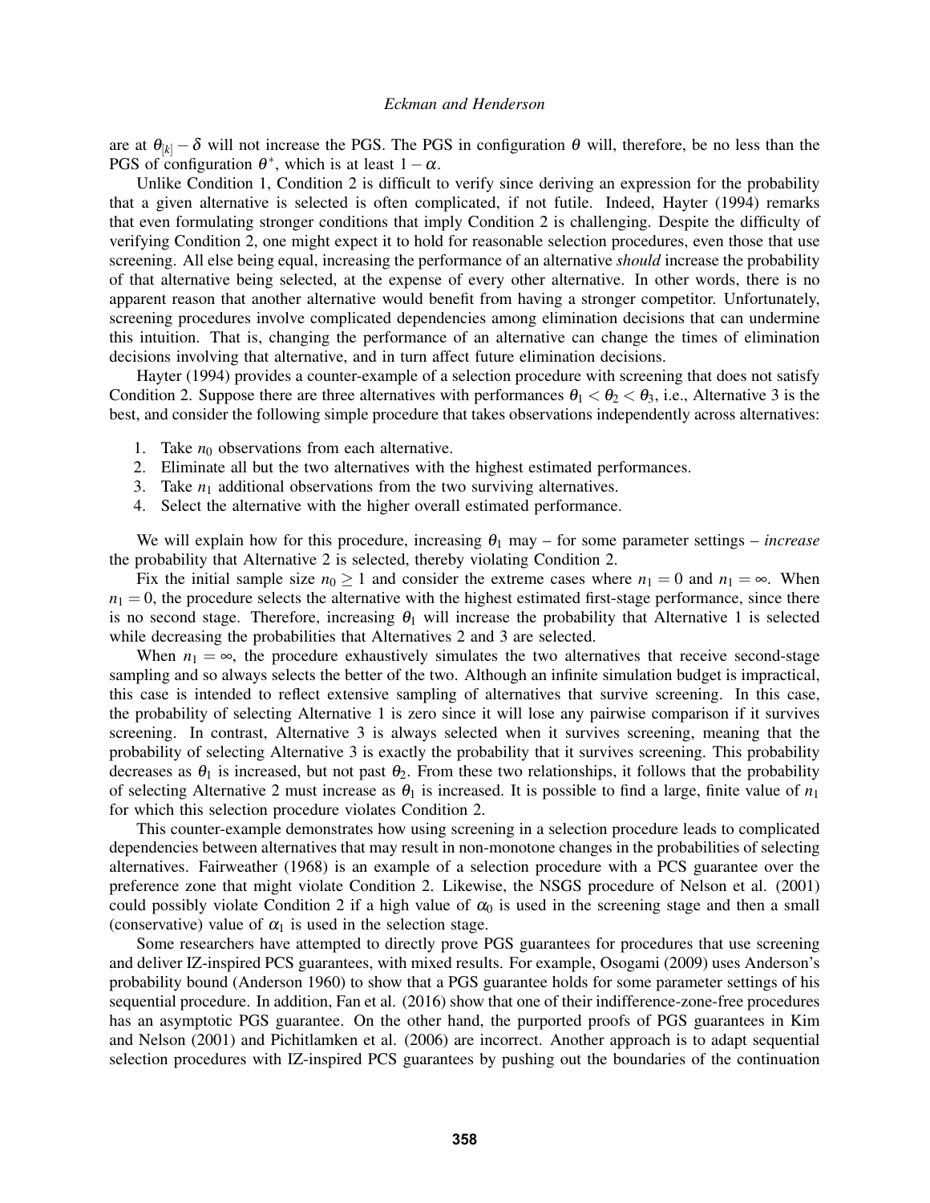are at $\theta_{[k]} - \delta$ will not increase the PGS. The PGS in configuration $\theta$ will, therefore, be no less than the PGS of configuration $\theta^*$, which is at least $1-\alpha$.

Unlike Condition 1, Condition 2 is difficult to verify since deriving an expression for the probability that a given alternative is selected is often complicated, if not futile. Indeed, Hayter (1994) remarks that even formulating stronger conditions that imply Condition 2 is challenging. Despite the difficulty of verifying Condition 2, one might expect it to hold for reasonable selection procedures, even those that use screening. All else being equal, increasing the performance of an alternative *should* increase the probability of that alternative being selected, at the expense of every other alternative. In other words, there is no apparent reason that another alternative would benefit from having a stronger competitor. Unfortunately, screening procedures involve complicated dependencies among elimination decisions that can undermine this intuition. That is, changing the performance of an alternative can change the times of elimination decisions involving that alternative, and in turn affect future elimination decisions.

Hayter (1994) provides a counter-example of a selection procedure with screening that does not satisfy Condition 2. Suppose there are three alternatives with performances $\theta_1 < \theta_2 < \theta_3$, i.e., Alternative 3 is the best, and consider the following simple procedure that takes observations independently across alternatives:

1. Take $n_0$ observations from each alternative.
2. Eliminate all but the two alternatives with the highest estimated performances.
3. Take $n_1$ additional observations from the two surviving alternatives.
4. Select the alternative with the higher overall estimated performance.

We will explain how for this procedure, increasing $\theta_1$ may – for some parameter settings – *increase* the probability that Alternative 2 is selected, thereby violating Condition 2.

Fix the initial sample size $n_0 \geq 1$ and consider the extreme cases where $n_1 = 0$ and $n_1 = \infty$. When $n_1 = 0$, the procedure selects the alternative with the highest estimated first-stage performance, since there is no second stage. Therefore, increasing $\theta_1$ will increase the probability that Alternative 1 is selected while decreasing the probabilities that Alternatives 2 and 3 are selected.

When $n_1 = \infty$, the procedure exhaustively simulates the two alternatives that receive second-stage sampling and so always selects the better of the two. Although an infinite simulation budget is impractical, this case is intended to reflect extensive sampling of alternatives that survive screening. In this case, the probability of selecting Alternative 1 is zero since it will lose any pairwise comparison if it survives screening. In contrast, Alternative 3 is always selected when it survives screening, meaning that the probability of selecting Alternative 3 is exactly the probability that it survives screening. This probability decreases as $\theta_1$ is increased, but not past $\theta_2$. From these two relationships, it follows that the probability of selecting Alternative 2 must increase as $\theta_1$ is increased. It is possible to find a large, finite value of $n_1$ for which this selection procedure violates Condition 2.

This counter-example demonstrates how using screening in a selection procedure leads to complicated dependencies between alternatives that may result in non-monotone changes in the probabilities of selecting alternatives. Fairweather (1968) is an example of a selection procedure with a PCS guarantee over the preference zone that might violate Condition 2. Likewise, the NSGS procedure of Nelson et al. (2001) could possibly violate Condition 2 if a high value of $\alpha_0$ is used in the screening stage and then a small (conservative) value of $\alpha_1$ is used in the selection stage.

Some researchers have attempted to directly prove PGS guarantees for procedures that use screening and deliver IZ-inspired PCS guarantees, with mixed results. For example, Osogami (2009) uses Anderson's probability bound (Anderson 1960) to show that a PGS guarantee holds for some parameter settings of his sequential procedure. In addition, Fan et al. (2016) show that one of their indifference-zone-free procedures has an asymptotic PGS guarantee. On the other hand, the purported proofs of PGS guarantees in Kim and Nelson (2001) and Pichitlamken et al. (2006) are incorrect. Another approach is to adapt sequential selection procedures with IZ-inspired PCS guarantees by pushing out the boundaries of the continuation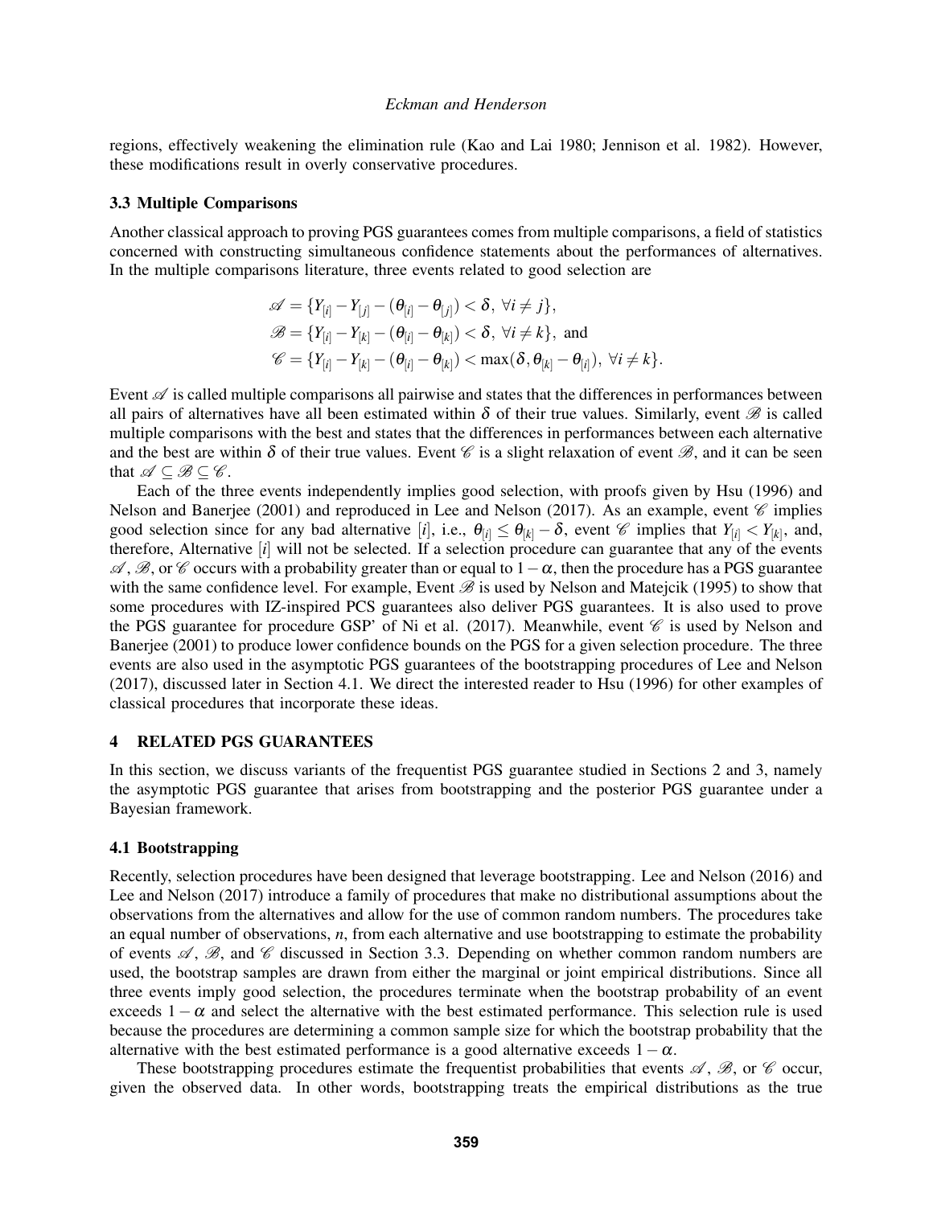regions, effectively weakening the elimination rule (Kao and Lai 1980; Jennison et al. 1982). However, these modifications result in overly conservative procedures.

### 3.3 Multiple Comparisons

Another classical approach to proving PGS guarantees comes from multiple comparisons, a field of statistics concerned with constructing simultaneous confidence statements about the performances of alternatives. In the multiple comparisons literature, three events related to good selection are

$$
\begin{aligned}
\mathscr{A} &= \{Y_{[i]} - Y_{[j]} - (\theta_{[i]} - \theta_{[j]}) < \delta, \ \forall i \neq j\}, \\
\mathscr{B} &= \{Y_{[i]} - Y_{[k]} - (\theta_{[i]} - \theta_{[k]}) < \delta, \ \forall i \neq k\}, \text{ and} \\
\mathscr{C} &= \{Y_{[i]} - Y_{[k]} - (\theta_{[i]} - \theta_{[k]}) < \max(\delta, \theta_{[k]} - \theta_{[i]}), \ \forall i \neq k\}.
\end{aligned}
$$

Event $\mathscr{A}$ is called multiple comparisons all pairwise and states that the differences in performances between all pairs of alternatives have all been estimated within $\delta$ of their true values. Similarly, event $\mathscr{B}$ is called multiple comparisons with the best and states that the differences in performances between each alternative and the best are within $\delta$ of their true values. Event $\mathscr{C}$ is a slight relaxation of event $\mathscr{B}$, and it can be seen that $\mathscr{A} \subseteq \mathscr{B} \subseteq \mathscr{C}$.

Each of the three events independently implies good selection, with proofs given by Hsu (1996) and Nelson and Banerjee (2001) and reproduced in Lee and Nelson (2017). As an example, event $\mathscr{C}$ implies good selection since for any bad alternative $[i]$, i.e., $\theta_{[i]} \leq \theta_{[k]} - \delta$, event $\mathscr{C}$ implies that $Y_{[i]} < Y_{[k]}$, and, therefore, Alternative $[i]$ will not be selected. If a selection procedure can guarantee that any of the events $\mathscr{A}$, $\mathscr{B}$, or $\mathscr{C}$ occurs with a probability greater than or equal to $1 - \alpha$, then the procedure has a PGS guarantee with the same confidence level. For example, Event $\mathscr{B}$ is used by Nelson and Matejcik (1995) to show that some procedures with IZ-inspired PCS guarantees also deliver PGS guarantees. It is also used to prove the PGS guarantee for procedure GSP' of Ni et al. (2017). Meanwhile, event $\mathscr{C}$ is used by Nelson and Banerjee (2001) to produce lower confidence bounds on the PGS for a given selection procedure. The three events are also used in the asymptotic PGS guarantees of the bootstrapping procedures of Lee and Nelson (2017), discussed later in Section 4.1. We direct the interested reader to Hsu (1996) for other examples of classical procedures that incorporate these ideas.

## 4 RELATED PGS GUARANTEES

In this section, we discuss variants of the frequentist PGS guarantee studied in Sections 2 and 3, namely the asymptotic PGS guarantee that arises from bootstrapping and the posterior PGS guarantee under a Bayesian framework.

### 4.1 Bootstrapping

Recently, selection procedures have been designed that leverage bootstrapping. Lee and Nelson (2016) and Lee and Nelson (2017) introduce a family of procedures that make no distributional assumptions about the observations from the alternatives and allow for the use of common random numbers. The procedures take an equal number of observations, $n$, from each alternative and use bootstrapping to estimate the probability of events $\mathscr{A}$, $\mathscr{B}$, and $\mathscr{C}$ discussed in Section 3.3. Depending on whether common random numbers are used, the bootstrap samples are drawn from either the marginal or joint empirical distributions. Since all three events imply good selection, the procedures terminate when the bootstrap probability of an event exceeds $1 - \alpha$ and select the alternative with the best estimated performance. This selection rule is used because the procedures are determining a common sample size for which the bootstrap probability that the alternative with the best estimated performance is a good alternative exceeds $1 - \alpha$.

These bootstrapping procedures estimate the frequentist probabilities that events $\mathscr{A}$, $\mathscr{B}$, or $\mathscr{C}$ occur, given the observed data. In other words, bootstrapping treats the empirical distributions as the true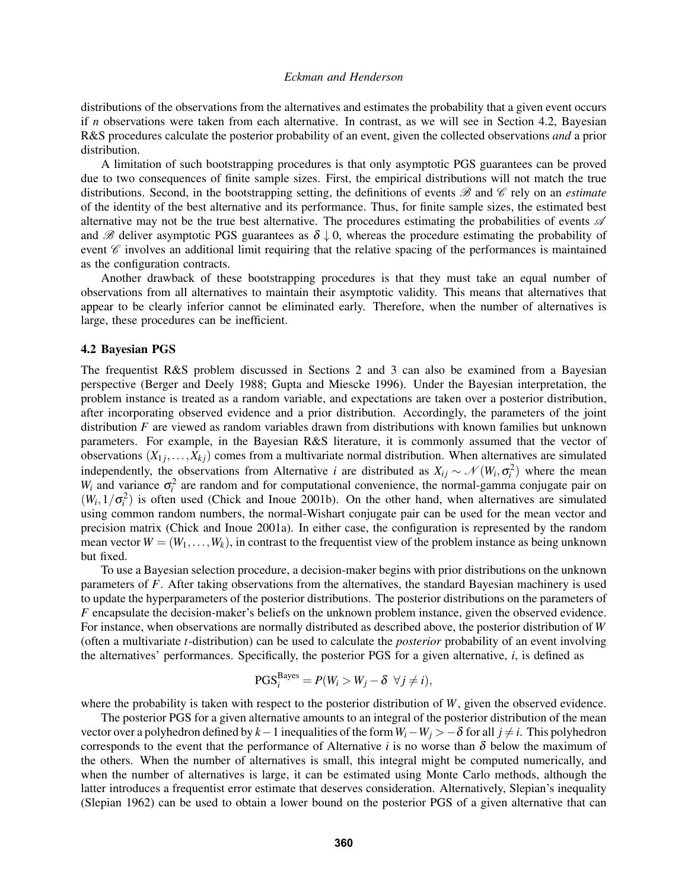distributions of the observations from the alternatives and estimates the probability that a given event occurs if $n$ observations were taken from each alternative. In contrast, as we will see in Section 4.2, Bayesian R&S procedures calculate the posterior probability of an event, given the collected observations *and* a prior distribution.

A limitation of such bootstrapping procedures is that only asymptotic PGS guarantees can be proved due to two consequences of finite sample sizes. First, the empirical distributions will not match the true distributions. Second, in the bootstrapping setting, the definitions of events $\mathscr{B}$ and $\mathscr{C}$ rely on an *estimate* of the identity of the best alternative and its performance. Thus, for finite sample sizes, the estimated best alternative may not be the true best alternative. The procedures estimating the probabilities of events $\mathscr{A}$ and $\mathscr{B}$ deliver asymptotic PGS guarantees as $\delta \downarrow 0$, whereas the procedure estimating the probability of event $\mathscr{C}$ involves an additional limit requiring that the relative spacing of the performances is maintained as the configuration contracts.

Another drawback of these bootstrapping procedures is that they must take an equal number of observations from all alternatives to maintain their asymptotic validity. This means that alternatives that appear to be clearly inferior cannot be eliminated early. Therefore, when the number of alternatives is large, these procedures can be inefficient.

### 4.2 Bayesian PGS

The frequentist R&S problem discussed in Sections 2 and 3 can also be examined from a Bayesian perspective (Berger and Deely 1988; Gupta and Miescke 1996). Under the Bayesian interpretation, the problem instance is treated as a random variable, and expectations are taken over a posterior distribution, after incorporating observed evidence and a prior distribution. Accordingly, the parameters of the joint distribution $F$ are viewed as random variables drawn from distributions with known families but unknown parameters. For example, in the Bayesian R&S literature, it is commonly assumed that the vector of observations $(X_{1j},\ldots,X_{kj})$ comes from a multivariate normal distribution. When alternatives are simulated independently, the observations from Alternative $i$ are distributed as $X_{ij} \sim \mathcal{N}(W_i, \sigma_i^2)$ where the mean $W_i$ and variance $\sigma_i^2$ are random and for computational convenience, the normal-gamma conjugate pair on $(W_i, 1/\sigma_i^2)$ is often used (Chick and Inoue 2001b). On the other hand, when alternatives are simulated using common random numbers, the normal-Wishart conjugate pair can be used for the mean vector and precision matrix (Chick and Inoue 2001a). In either case, the configuration is represented by the random mean vector $W = (W_1,\ldots,W_k)$, in contrast to the frequentist view of the problem instance as being unknown but fixed.

To use a Bayesian selection procedure, a decision-maker begins with prior distributions on the unknown parameters of $F$. After taking observations from the alternatives, the standard Bayesian machinery is used to update the hyperparameters of the posterior distributions. The posterior distributions on the parameters of $F$ encapsulate the decision-maker's beliefs on the unknown problem instance, given the observed evidence. For instance, when observations are normally distributed as described above, the posterior distribution of $W$ (often a multivariate $t$-distribution) can be used to calculate the *posterior* probability of an event involving the alternatives' performances. Specifically, the posterior PGS for a given alternative, $i$, is defined as

$$\mathrm{PGS}_i^{\mathrm{Bayes}} = P(W_i > W_j - \delta \ \ \forall j \neq i),$$

where the probability is taken with respect to the posterior distribution of $W$, given the observed evidence.

The posterior PGS for a given alternative amounts to an integral of the posterior distribution of the mean vector over a polyhedron defined by $k-1$ inequalities of the form $W_i - W_j > -\delta$ for all $j \neq i$. This polyhedron corresponds to the event that the performance of Alternative $i$ is no worse than $\delta$ below the maximum of the others. When the number of alternatives is small, this integral might be computed numerically, and when the number of alternatives is large, it can be estimated using Monte Carlo methods, although the latter introduces a frequentist error estimate that deserves consideration. Alternatively, Slepian's inequality (Slepian 1962) can be used to obtain a lower bound on the posterior PGS of a given alternative that can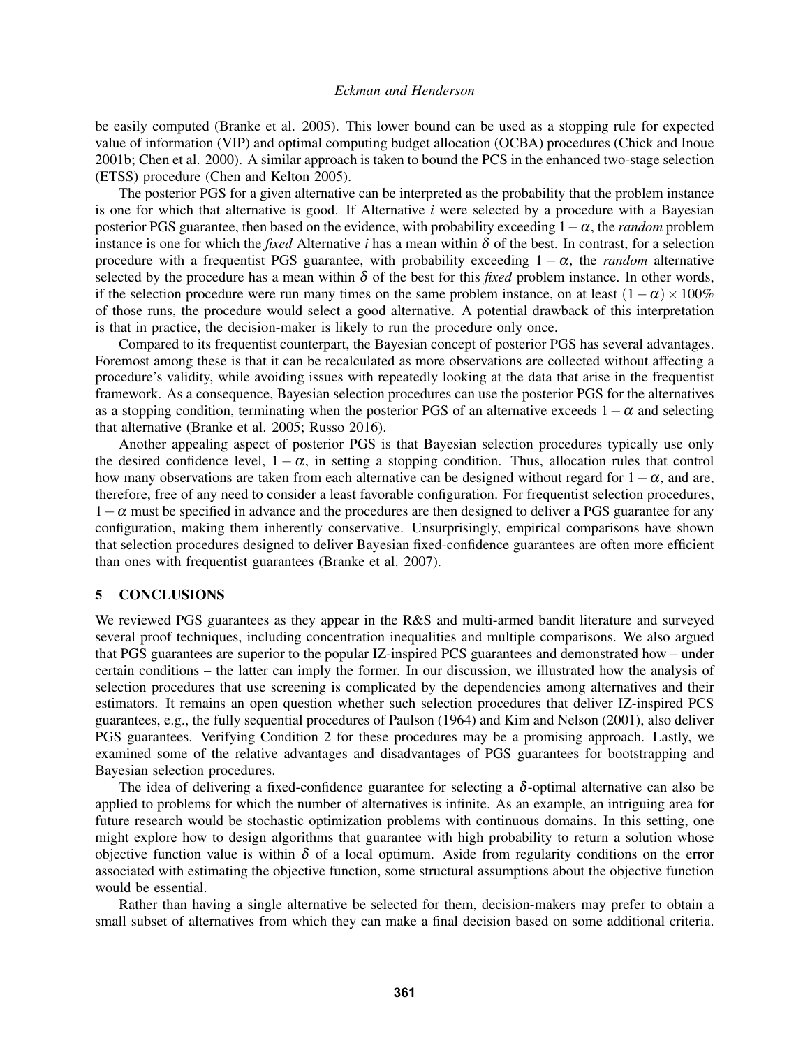be easily computed (Branke et al. 2005). This lower bound can be used as a stopping rule for expected value of information (VIP) and optimal computing budget allocation (OCBA) procedures (Chick and Inoue 2001b; Chen et al. 2000). A similar approach is taken to bound the PCS in the enhanced two-stage selection (ETSS) procedure (Chen and Kelton 2005).

The posterior PGS for a given alternative can be interpreted as the probability that the problem instance is one for which that alternative is good. If Alternative $i$ were selected by a procedure with a Bayesian posterior PGS guarantee, then based on the evidence, with probability exceeding $1-\alpha$, the *random* problem instance is one for which the *fixed* Alternative $i$ has a mean within $\delta$ of the best. In contrast, for a selection procedure with a frequentist PGS guarantee, with probability exceeding $1-\alpha$, the *random* alternative selected by the procedure has a mean within $\delta$ of the best for this *fixed* problem instance. In other words, if the selection procedure were run many times on the same problem instance, on at least $(1-\alpha)\times 100\%$ of those runs, the procedure would select a good alternative. A potential drawback of this interpretation is that in practice, the decision-maker is likely to run the procedure only once.

Compared to its frequentist counterpart, the Bayesian concept of posterior PGS has several advantages. Foremost among these is that it can be recalculated as more observations are collected without affecting a procedure's validity, while avoiding issues with repeatedly looking at the data that arise in the frequentist framework. As a consequence, Bayesian selection procedures can use the posterior PGS for the alternatives as a stopping condition, terminating when the posterior PGS of an alternative exceeds $1-\alpha$ and selecting that alternative (Branke et al. 2005; Russo 2016).

Another appealing aspect of posterior PGS is that Bayesian selection procedures typically use only the desired confidence level, $1-\alpha$, in setting a stopping condition. Thus, allocation rules that control how many observations are taken from each alternative can be designed without regard for $1-\alpha$, and are, therefore, free of any need to consider a least favorable configuration. For frequentist selection procedures, $1-\alpha$ must be specified in advance and the procedures are then designed to deliver a PGS guarantee for any configuration, making them inherently conservative. Unsurprisingly, empirical comparisons have shown that selection procedures designed to deliver Bayesian fixed-confidence guarantees are often more efficient than ones with frequentist guarantees (Branke et al. 2007).

## 5 CONCLUSIONS

We reviewed PGS guarantees as they appear in the R&S and multi-armed bandit literature and surveyed several proof techniques, including concentration inequalities and multiple comparisons. We also argued that PGS guarantees are superior to the popular IZ-inspired PCS guarantees and demonstrated how – under certain conditions – the latter can imply the former. In our discussion, we illustrated how the analysis of selection procedures that use screening is complicated by the dependencies among alternatives and their estimators. It remains an open question whether such selection procedures that deliver IZ-inspired PCS guarantees, e.g., the fully sequential procedures of Paulson (1964) and Kim and Nelson (2001), also deliver PGS guarantees. Verifying Condition 2 for these procedures may be a promising approach. Lastly, we examined some of the relative advantages and disadvantages of PGS guarantees for bootstrapping and Bayesian selection procedures.

The idea of delivering a fixed-confidence guarantee for selecting a $\delta$-optimal alternative can also be applied to problems for which the number of alternatives is infinite. As an example, an intriguing area for future research would be stochastic optimization problems with continuous domains. In this setting, one might explore how to design algorithms that guarantee with high probability to return a solution whose objective function value is within $\delta$ of a local optimum. Aside from regularity conditions on the error associated with estimating the objective function, some structural assumptions about the objective function would be essential.

Rather than having a single alternative be selected for them, decision-makers may prefer to obtain a small subset of alternatives from which they can make a final decision based on some additional criteria.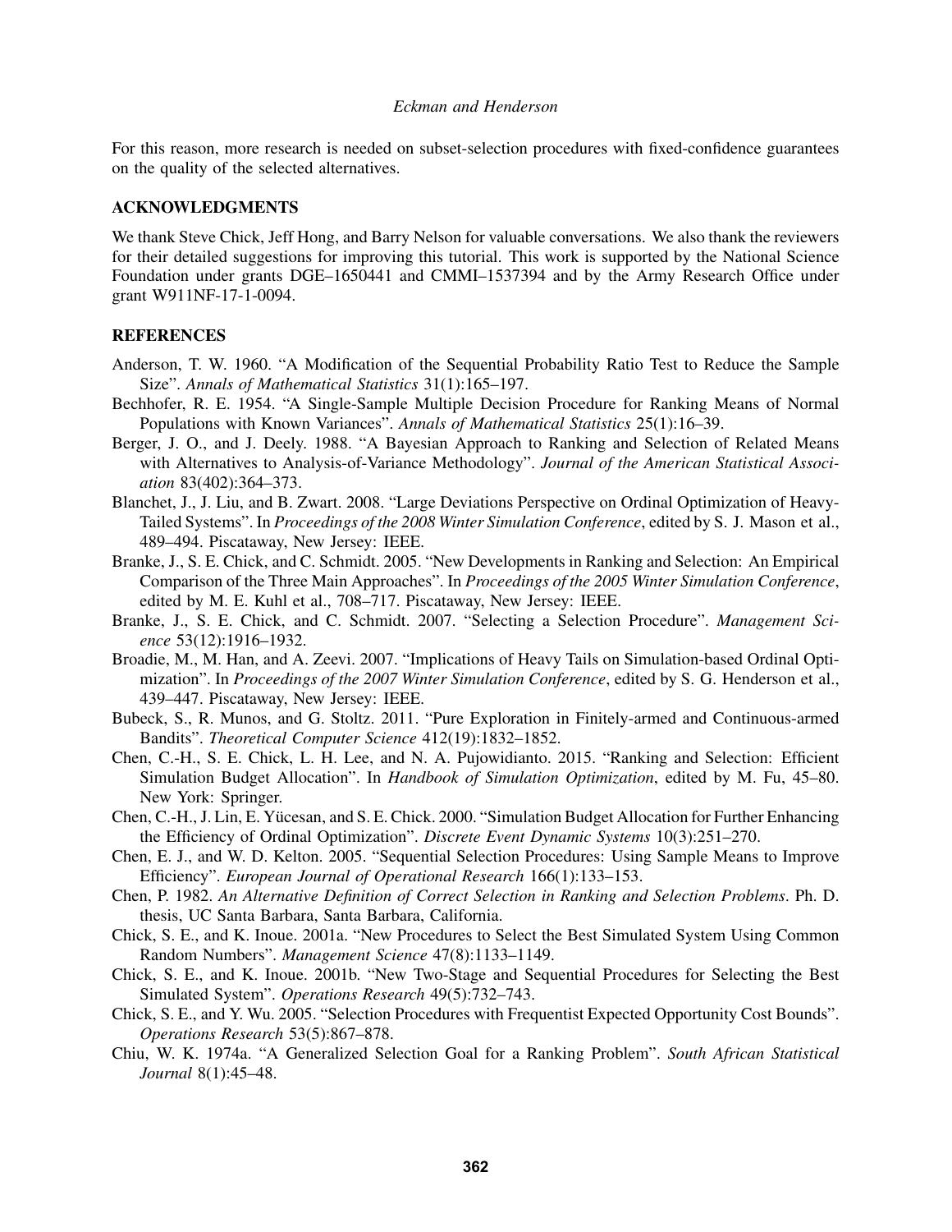For this reason, more research is needed on subset-selection procedures with fixed-confidence guarantees on the quality of the selected alternatives.

## ACKNOWLEDGMENTS

We thank Steve Chick, Jeff Hong, and Barry Nelson for valuable conversations. We also thank the reviewers for their detailed suggestions for improving this tutorial. This work is supported by the National Science Foundation under grants DGE–1650441 and CMMI–1537394 and by the Army Research Office under grant W911NF-17-1-0094.

## REFERENCES

Anderson, T. W. 1960. "A Modification of the Sequential Probability Ratio Test to Reduce the Sample Size". *Annals of Mathematical Statistics* 31(1):165–197.

Bechhofer, R. E. 1954. "A Single-Sample Multiple Decision Procedure for Ranking Means of Normal Populations with Known Variances". *Annals of Mathematical Statistics* 25(1):16–39.

Berger, J. O., and J. Deely. 1988. "A Bayesian Approach to Ranking and Selection of Related Means with Alternatives to Analysis-of-Variance Methodology". *Journal of the American Statistical Association* 83(402):364–373.

Blanchet, J., J. Liu, and B. Zwart. 2008. "Large Deviations Perspective on Ordinal Optimization of Heavy-Tailed Systems". In *Proceedings of the 2008 Winter Simulation Conference*, edited by S. J. Mason et al., 489–494. Piscataway, New Jersey: IEEE.

Branke, J., S. E. Chick, and C. Schmidt. 2005. "New Developments in Ranking and Selection: An Empirical Comparison of the Three Main Approaches". In *Proceedings of the 2005 Winter Simulation Conference*, edited by M. E. Kuhl et al., 708–717. Piscataway, New Jersey: IEEE.

Branke, J., S. E. Chick, and C. Schmidt. 2007. "Selecting a Selection Procedure". *Management Science* 53(12):1916–1932.

Broadie, M., M. Han, and A. Zeevi. 2007. "Implications of Heavy Tails on Simulation-based Ordinal Optimization". In *Proceedings of the 2007 Winter Simulation Conference*, edited by S. G. Henderson et al., 439–447. Piscataway, New Jersey: IEEE.

Bubeck, S., R. Munos, and G. Stoltz. 2011. "Pure Exploration in Finitely-armed and Continuous-armed Bandits". *Theoretical Computer Science* 412(19):1832–1852.

Chen, C.-H., S. E. Chick, L. H. Lee, and N. A. Pujowidianto. 2015. "Ranking and Selection: Efficient Simulation Budget Allocation". In *Handbook of Simulation Optimization*, edited by M. Fu, 45–80. New York: Springer.

Chen, C.-H., J. Lin, E. Yücesan, and S. E. Chick. 2000. "Simulation Budget Allocation for Further Enhancing the Efficiency of Ordinal Optimization". *Discrete Event Dynamic Systems* 10(3):251–270.

Chen, E. J., and W. D. Kelton. 2005. "Sequential Selection Procedures: Using Sample Means to Improve Efficiency". *European Journal of Operational Research* 166(1):133–153.

Chen, P. 1982. *An Alternative Definition of Correct Selection in Ranking and Selection Problems*. Ph. D. thesis, UC Santa Barbara, Santa Barbara, California.

Chick, S. E., and K. Inoue. 2001a. "New Procedures to Select the Best Simulated System Using Common Random Numbers". *Management Science* 47(8):1133–1149.

Chick, S. E., and K. Inoue. 2001b. "New Two-Stage and Sequential Procedures for Selecting the Best Simulated System". *Operations Research* 49(5):732–743.

Chick, S. E., and Y. Wu. 2005. "Selection Procedures with Frequentist Expected Opportunity Cost Bounds". *Operations Research* 53(5):867–878.

Chiu, W. K. 1974a. "A Generalized Selection Goal for a Ranking Problem". *South African Statistical Journal* 8(1):45–48.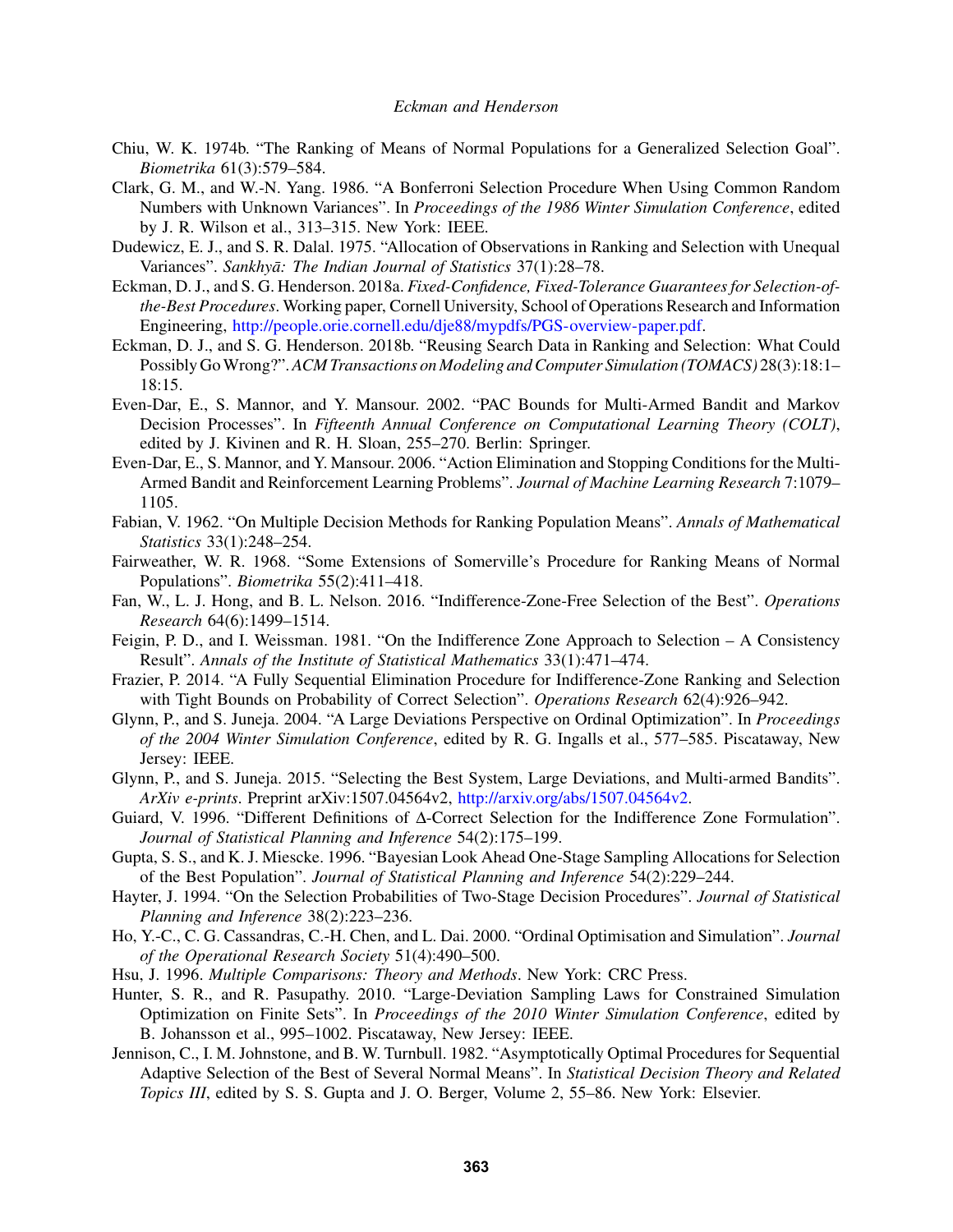Chiu, W. K. 1974b. "The Ranking of Means of Normal Populations for a Generalized Selection Goal". *Biometrika* 61(3):579–584.

Clark, G. M., and W.-N. Yang. 1986. "A Bonferroni Selection Procedure When Using Common Random Numbers with Unknown Variances". In *Proceedings of the 1986 Winter Simulation Conference*, edited by J. R. Wilson et al., 313–315. New York: IEEE.

Dudewicz, E. J., and S. R. Dalal. 1975. "Allocation of Observations in Ranking and Selection with Unequal Variances". *Sankhyā: The Indian Journal of Statistics* 37(1):28–78.

Eckman, D. J., and S. G. Henderson. 2018a. *Fixed-Confidence, Fixed-Tolerance Guarantees for Selection-of-the-Best Procedures*. Working paper, Cornell University, School of Operations Research and Information Engineering, http://people.orie.cornell.edu/dje88/mypdfs/PGS-overview-paper.pdf.

Eckman, D. J., and S. G. Henderson. 2018b. "Reusing Search Data in Ranking and Selection: What Could Possibly Go Wrong?". *ACM Transactions on Modeling and Computer Simulation (TOMACS)* 28(3):18:1–18:15.

Even-Dar, E., S. Mannor, and Y. Mansour. 2002. "PAC Bounds for Multi-Armed Bandit and Markov Decision Processes". In *Fifteenth Annual Conference on Computational Learning Theory (COLT)*, edited by J. Kivinen and R. H. Sloan, 255–270. Berlin: Springer.

Even-Dar, E., S. Mannor, and Y. Mansour. 2006. "Action Elimination and Stopping Conditions for the Multi-Armed Bandit and Reinforcement Learning Problems". *Journal of Machine Learning Research* 7:1079–1105.

Fabian, V. 1962. "On Multiple Decision Methods for Ranking Population Means". *Annals of Mathematical Statistics* 33(1):248–254.

Fairweather, W. R. 1968. "Some Extensions of Somerville's Procedure for Ranking Means of Normal Populations". *Biometrika* 55(2):411–418.

Fan, W., L. J. Hong, and B. L. Nelson. 2016. "Indifference-Zone-Free Selection of the Best". *Operations Research* 64(6):1499–1514.

Feigin, P. D., and I. Weissman. 1981. "On the Indifference Zone Approach to Selection – A Consistency Result". *Annals of the Institute of Statistical Mathematics* 33(1):471–474.

Frazier, P. 2014. "A Fully Sequential Elimination Procedure for Indifference-Zone Ranking and Selection with Tight Bounds on Probability of Correct Selection". *Operations Research* 62(4):926–942.

Glynn, P., and S. Juneja. 2004. "A Large Deviations Perspective on Ordinal Optimization". In *Proceedings of the 2004 Winter Simulation Conference*, edited by R. G. Ingalls et al., 577–585. Piscataway, New Jersey: IEEE.

Glynn, P., and S. Juneja. 2015. "Selecting the Best System, Large Deviations, and Multi-armed Bandits". *ArXiv e-prints*. Preprint arXiv:1507.04564v2, http://arxiv.org/abs/1507.04564v2.

Guiard, V. 1996. "Different Definitions of Δ-Correct Selection for the Indifference Zone Formulation". *Journal of Statistical Planning and Inference* 54(2):175–199.

Gupta, S. S., and K. J. Miescke. 1996. "Bayesian Look Ahead One-Stage Sampling Allocations for Selection of the Best Population". *Journal of Statistical Planning and Inference* 54(2):229–244.

Hayter, J. 1994. "On the Selection Probabilities of Two-Stage Decision Procedures". *Journal of Statistical Planning and Inference* 38(2):223–236.

Ho, Y.-C., C. G. Cassandras, C.-H. Chen, and L. Dai. 2000. "Ordinal Optimisation and Simulation". *Journal of the Operational Research Society* 51(4):490–500.

Hsu, J. 1996. *Multiple Comparisons: Theory and Methods*. New York: CRC Press.

Hunter, S. R., and R. Pasupathy. 2010. "Large-Deviation Sampling Laws for Constrained Simulation Optimization on Finite Sets". In *Proceedings of the 2010 Winter Simulation Conference*, edited by B. Johansson et al., 995–1002. Piscataway, New Jersey: IEEE.

Jennison, C., I. M. Johnstone, and B. W. Turnbull. 1982. "Asymptotically Optimal Procedures for Sequential Adaptive Selection of the Best of Several Normal Means". In *Statistical Decision Theory and Related Topics III*, edited by S. S. Gupta and J. O. Berger, Volume 2, 55–86. New York: Elsevier.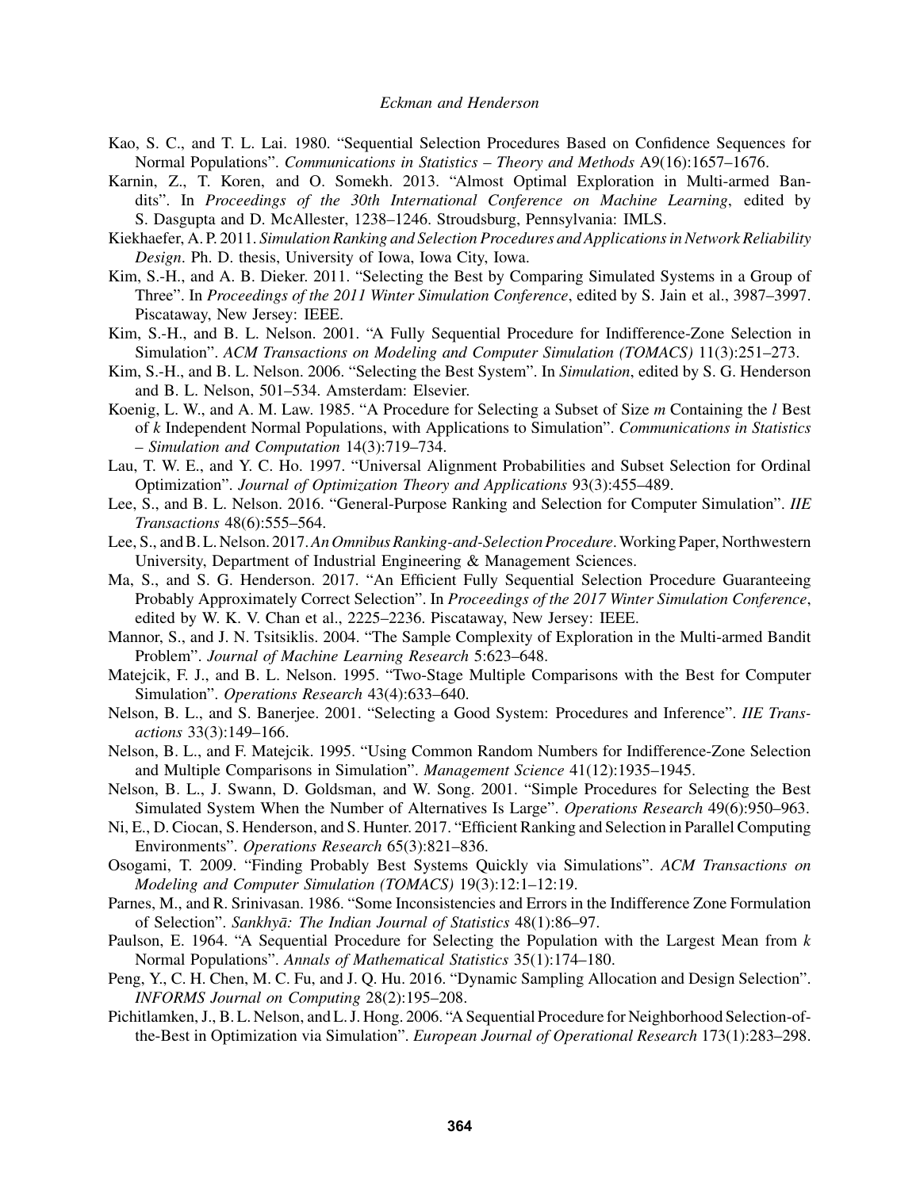Kao, S. C., and T. L. Lai. 1980. "Sequential Selection Procedures Based on Confidence Sequences for Normal Populations". *Communications in Statistics – Theory and Methods* A9(16):1657–1676.

Karnin, Z., T. Koren, and O. Somekh. 2013. "Almost Optimal Exploration in Multi-armed Bandits". In *Proceedings of the 30th International Conference on Machine Learning*, edited by S. Dasgupta and D. McAllester, 1238–1246. Stroudsburg, Pennsylvania: IMLS.

Kiekhaefer, A. P. 2011. *Simulation Ranking and Selection Procedures and Applications in Network Reliability Design*. Ph. D. thesis, University of Iowa, Iowa City, Iowa.

Kim, S.-H., and A. B. Dieker. 2011. "Selecting the Best by Comparing Simulated Systems in a Group of Three". In *Proceedings of the 2011 Winter Simulation Conference*, edited by S. Jain et al., 3987–3997. Piscataway, New Jersey: IEEE.

Kim, S.-H., and B. L. Nelson. 2001. "A Fully Sequential Procedure for Indifference-Zone Selection in Simulation". *ACM Transactions on Modeling and Computer Simulation (TOMACS)* 11(3):251–273.

Kim, S.-H., and B. L. Nelson. 2006. "Selecting the Best System". In *Simulation*, edited by S. G. Henderson and B. L. Nelson, 501–534. Amsterdam: Elsevier.

Koenig, L. W., and A. M. Law. 1985. "A Procedure for Selecting a Subset of Size *m* Containing the *l* Best of *k* Independent Normal Populations, with Applications to Simulation". *Communications in Statistics – Simulation and Computation* 14(3):719–734.

Lau, T. W. E., and Y. C. Ho. 1997. "Universal Alignment Probabilities and Subset Selection for Ordinal Optimization". *Journal of Optimization Theory and Applications* 93(3):455–489.

Lee, S., and B. L. Nelson. 2016. "General-Purpose Ranking and Selection for Computer Simulation". *IIE Transactions* 48(6):555–564.

Lee, S., and B. L. Nelson. 2017. *An Omnibus Ranking-and-Selection Procedure*. Working Paper, Northwestern University, Department of Industrial Engineering & Management Sciences.

Ma, S., and S. G. Henderson. 2017. "An Efficient Fully Sequential Selection Procedure Guaranteeing Probably Approximately Correct Selection". In *Proceedings of the 2017 Winter Simulation Conference*, edited by W. K. V. Chan et al., 2225–2236. Piscataway, New Jersey: IEEE.

Mannor, S., and J. N. Tsitsiklis. 2004. "The Sample Complexity of Exploration in the Multi-armed Bandit Problem". *Journal of Machine Learning Research* 5:623–648.

Matejcik, F. J., and B. L. Nelson. 1995. "Two-Stage Multiple Comparisons with the Best for Computer Simulation". *Operations Research* 43(4):633–640.

Nelson, B. L., and S. Banerjee. 2001. "Selecting a Good System: Procedures and Inference". *IIE Transactions* 33(3):149–166.

Nelson, B. L., and F. Matejcik. 1995. "Using Common Random Numbers for Indifference-Zone Selection and Multiple Comparisons in Simulation". *Management Science* 41(12):1935–1945.

Nelson, B. L., J. Swann, D. Goldsman, and W. Song. 2001. "Simple Procedures for Selecting the Best Simulated System When the Number of Alternatives Is Large". *Operations Research* 49(6):950–963.

Ni, E., D. Ciocan, S. Henderson, and S. Hunter. 2017. "Efficient Ranking and Selection in Parallel Computing Environments". *Operations Research* 65(3):821–836.

Osogami, T. 2009. "Finding Probably Best Systems Quickly via Simulations". *ACM Transactions on Modeling and Computer Simulation (TOMACS)* 19(3):12:1–12:19.

Parnes, M., and R. Srinivasan. 1986. "Some Inconsistencies and Errors in the Indifference Zone Formulation of Selection". *Sankhyā: The Indian Journal of Statistics* 48(1):86–97.

Paulson, E. 1964. "A Sequential Procedure for Selecting the Population with the Largest Mean from *k* Normal Populations". *Annals of Mathematical Statistics* 35(1):174–180.

Peng, Y., C. H. Chen, M. C. Fu, and J. Q. Hu. 2016. "Dynamic Sampling Allocation and Design Selection". *INFORMS Journal on Computing* 28(2):195–208.

Pichitlamken, J., B. L. Nelson, and L. J. Hong. 2006. "A Sequential Procedure for Neighborhood Selection-of-the-Best in Optimization via Simulation". *European Journal of Operational Research* 173(1):283–298.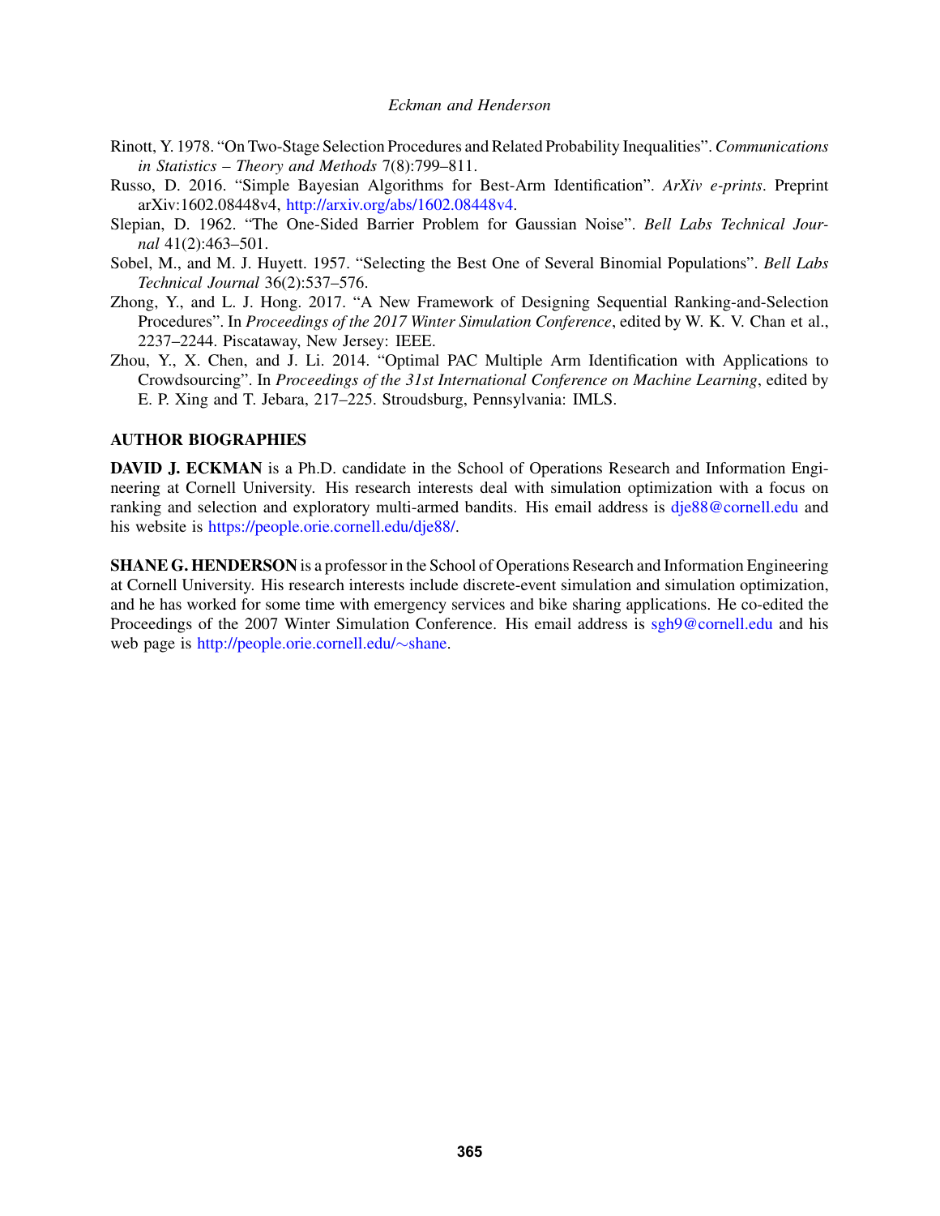Rinott, Y. 1978. "On Two-Stage Selection Procedures and Related Probability Inequalities". *Communications in Statistics – Theory and Methods* 7(8):799–811.

Russo, D. 2016. "Simple Bayesian Algorithms for Best-Arm Identification". *ArXiv e-prints*. Preprint arXiv:1602.08448v4, http://arxiv.org/abs/1602.08448v4.

Slepian, D. 1962. "The One-Sided Barrier Problem for Gaussian Noise". *Bell Labs Technical Journal* 41(2):463–501.

Sobel, M., and M. J. Huyett. 1957. "Selecting the Best One of Several Binomial Populations". *Bell Labs Technical Journal* 36(2):537–576.

Zhong, Y., and L. J. Hong. 2017. "A New Framework of Designing Sequential Ranking-and-Selection Procedures". In *Proceedings of the 2017 Winter Simulation Conference*, edited by W. K. V. Chan et al., 2237–2244. Piscataway, New Jersey: IEEE.

Zhou, Y., X. Chen, and J. Li. 2014. "Optimal PAC Multiple Arm Identification with Applications to Crowdsourcing". In *Proceedings of the 31st International Conference on Machine Learning*, edited by E. P. Xing and T. Jebara, 217–225. Stroudsburg, Pennsylvania: IMLS.

## AUTHOR BIOGRAPHIES

**DAVID J. ECKMAN** is a Ph.D. candidate in the School of Operations Research and Information Engineering at Cornell University. His research interests deal with simulation optimization with a focus on ranking and selection and exploratory multi-armed bandits. His email address is dje88@cornell.edu and his website is https://people.orie.cornell.edu/dje88/.

**SHANE G. HENDERSON** is a professor in the School of Operations Research and Information Engineering at Cornell University. His research interests include discrete-event simulation and simulation optimization, and he has worked for some time with emergency services and bike sharing applications. He co-edited the Proceedings of the 2007 Winter Simulation Conference. His email address is sgh9@cornell.edu and his web page is http://people.orie.cornell.edu/∼shane.